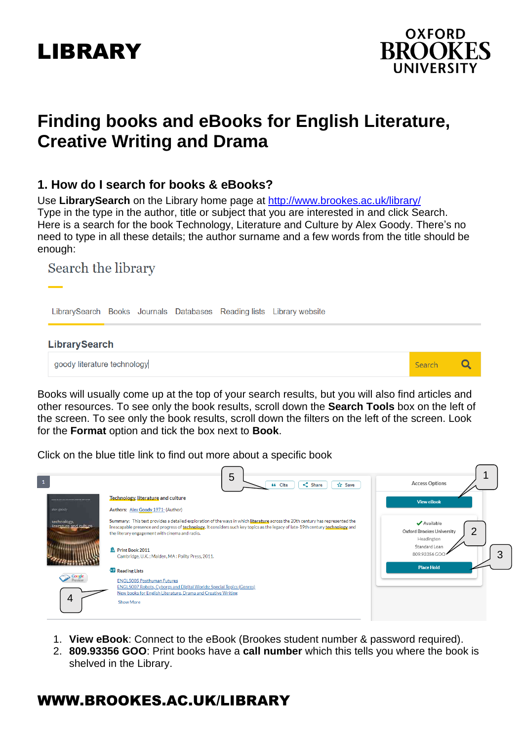# LIBRARY

OXFORD BROOKES UNIVERSITY

# Finding books and eBooks for English Literature, Creative Writing and Drama

## 1. How do I search for books & eBooks?

Use **LibrarySearch** on the Library home page at http://www.brookes.ac.uk/library/
Type in the type in the author, title or subject that you are interested in and click Search. Here is a search for the book Technology, Literature and Culture by Alex Goody. There's no need to type in all these details; the author surname and a few words from the title should be enough:

Search the library

LibrarySearch Books Journals Databases Reading lists Library website

**LibrarySearch**

goody literature technology | Search

Books will usually come up at the top of your search results, but you will also find articles and other resources. To see only the book results, scroll down the **Search Tools** box on the left of the screen. To see only the book results, scroll down the filters on the left of the screen. Look for the **Format** option and tick the box next to **Book**.

Click on the blue title link to find out more about a specific book

1. **View eBook**: Connect to the eBook (Brookes student number & password required).
2. **809.93356 GOO**: Print books have a **call number** which this tells you where the book is shelved in the Library.

**WWW.BROOKES.AC.UK/LIBRARY**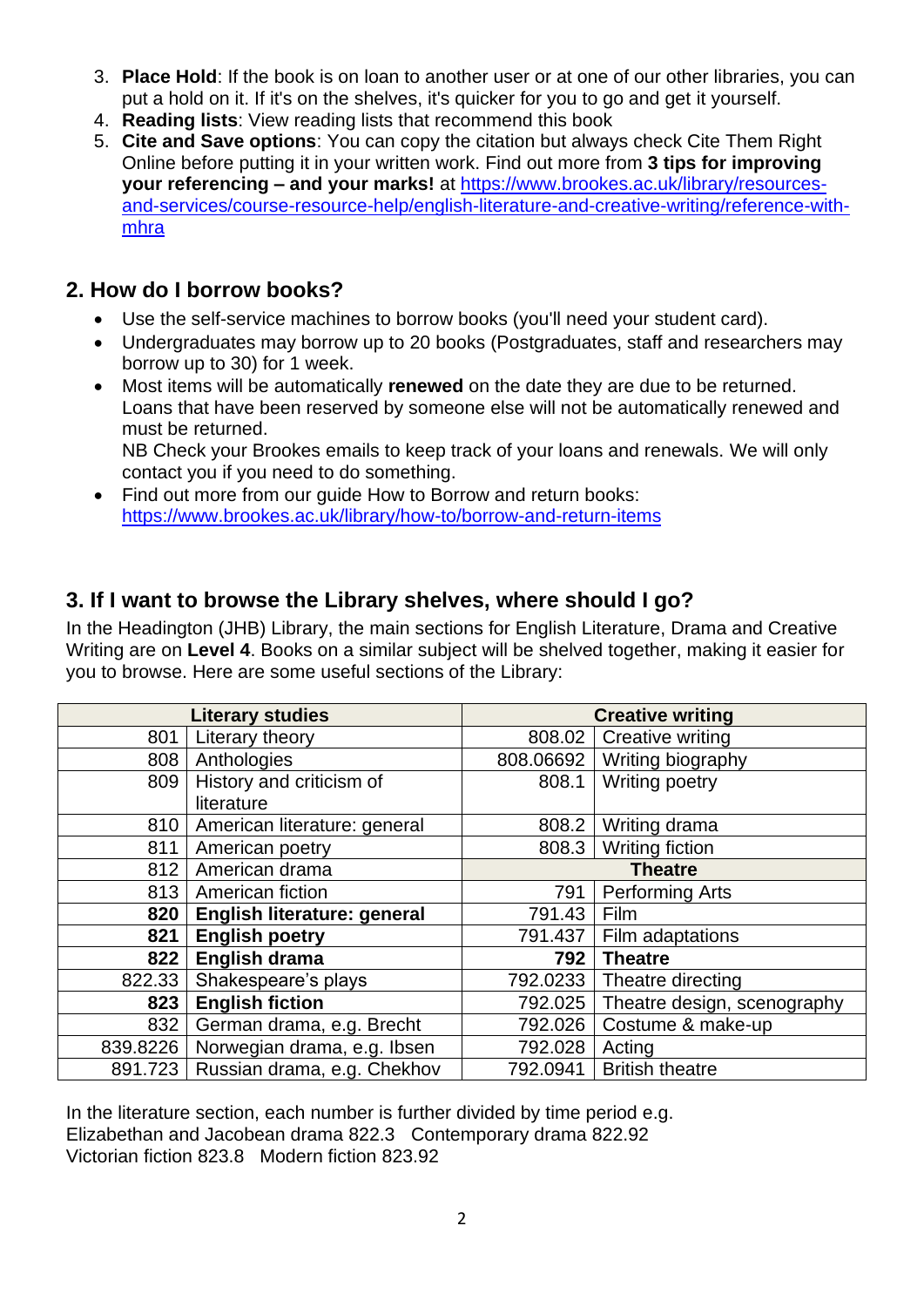3. **Place Hold**: If the book is on loan to another user or at one of our other libraries, you can put a hold on it. If it's on the shelves, it's quicker for you to go and get it yourself.
4. **Reading lists**: View reading lists that recommend this book
5. **Cite and Save options**: You can copy the citation but always check Cite Them Right Online before putting it in your written work. Find out more from **3 tips for improving your referencing – and your marks!** at https://www.brookes.ac.uk/library/resources-and-services/course-resource-help/english-literature-and-creative-writing/reference-with-mhra

## 2. How do I borrow books?

- Use the self-service machines to borrow books (you'll need your student card).
- Undergraduates may borrow up to 20 books (Postgraduates, staff and researchers may borrow up to 30) for 1 week.
- Most items will be automatically **renewed** on the date they are due to be returned. Loans that have been reserved by someone else will not be automatically renewed and must be returned.
  NB Check your Brookes emails to keep track of your loans and renewals. We will only contact you if you need to do something.
- Find out more from our guide How to Borrow and return books: https://www.brookes.ac.uk/library/how-to/borrow-and-return-items

## 3. If I want to browse the Library shelves, where should I go?

In the Headington (JHB) Library, the main sections for English Literature, Drama and Creative Writing are on **Level 4**. Books on a similar subject will be shelved together, making it easier for you to browse. Here are some useful sections of the Library:

| **Literary studies** | | **Creative writing** | |
|---|---|---|---|
| 801 | Literary theory | 808.02 | Creative writing |
| 808 | Anthologies | 808.06692 | Writing biography |
| 809 | History and criticism of literature | 808.1 | Writing poetry |
| 810 | American literature: general | 808.2 | Writing drama |
| 811 | American poetry | 808.3 | Writing fiction |
| 812 | American drama | **Theatre** | |
| 813 | American fiction | 791 | Performing Arts |
| **820** | **English literature: general** | 791.43 | Film |
| **821** | **English poetry** | 791.437 | Film adaptations |
| **822** | **English drama** | **792** | **Theatre** |
| 822.33 | Shakespeare's plays | 792.0233 | Theatre directing |
| **823** | **English fiction** | 792.025 | Theatre design, scenography |
| 832 | German drama, e.g. Brecht | 792.026 | Costume & make-up |
| 839.8226 | Norwegian drama, e.g. Ibsen | 792.028 | Acting |
| 891.723 | Russian drama, e.g. Chekhov | 792.0941 | British theatre |

In the literature section, each number is further divided by time period e.g.
Elizabethan and Jacobean drama 822.3 Contemporary drama 822.92
Victorian fiction 823.8 Modern fiction 823.92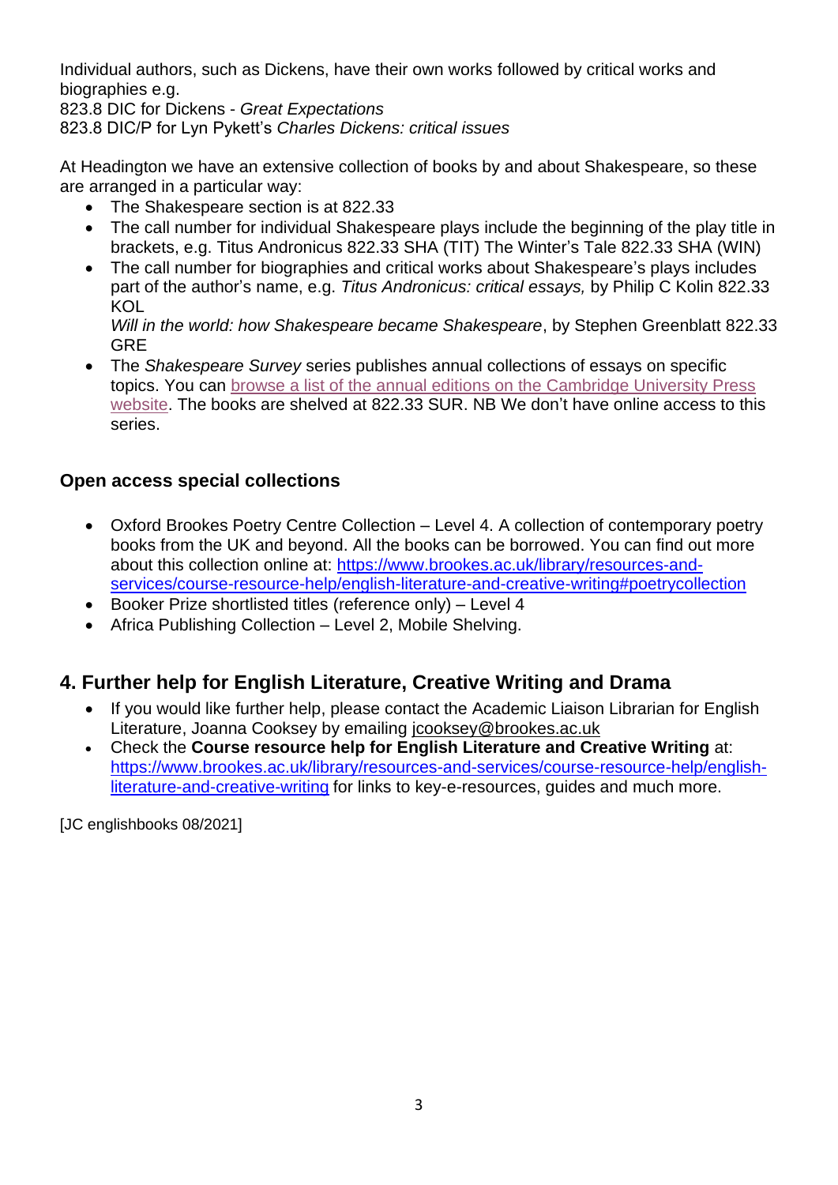Individual authors, such as Dickens, have their own works followed by critical works and biographies e.g.
823.8 DIC for Dickens - *Great Expectations*
823.8 DIC/P for Lyn Pykett's *Charles Dickens: critical issues*

At Headington we have an extensive collection of books by and about Shakespeare, so these are arranged in a particular way:

- The Shakespeare section is at 822.33
- The call number for individual Shakespeare plays include the beginning of the play title in brackets, e.g. Titus Andronicus 822.33 SHA (TIT) The Winter's Tale 822.33 SHA (WIN)
- The call number for biographies and critical works about Shakespeare's plays includes part of the author's name, e.g. *Titus Andronicus: critical essays,* by Philip C Kolin 822.33 KOL
  *Will in the world: how Shakespeare became Shakespeare*, by Stephen Greenblatt 822.33 GRE
- The *Shakespeare Survey* series publishes annual collections of essays on specific topics. You can browse a list of the annual editions on the Cambridge University Press website. The books are shelved at 822.33 SUR. NB We don't have online access to this series.

### Open access special collections

- Oxford Brookes Poetry Centre Collection – Level 4. A collection of contemporary poetry books from the UK and beyond. All the books can be borrowed. You can find out more about this collection online at: https://www.brookes.ac.uk/library/resources-and-services/course-resource-help/english-literature-and-creative-writing#poetrycollection
- Booker Prize shortlisted titles (reference only) – Level 4
- Africa Publishing Collection – Level 2, Mobile Shelving.

## 4. Further help for English Literature, Creative Writing and Drama

- If you would like further help, please contact the Academic Liaison Librarian for English Literature, Joanna Cooksey by emailing jcooksey@brookes.ac.uk
- Check the **Course resource help for English Literature and Creative Writing** at: https://www.brookes.ac.uk/library/resources-and-services/course-resource-help/english-literature-and-creative-writing for links to key-e-resources, guides and much more.

[JC englishbooks 08/2021]